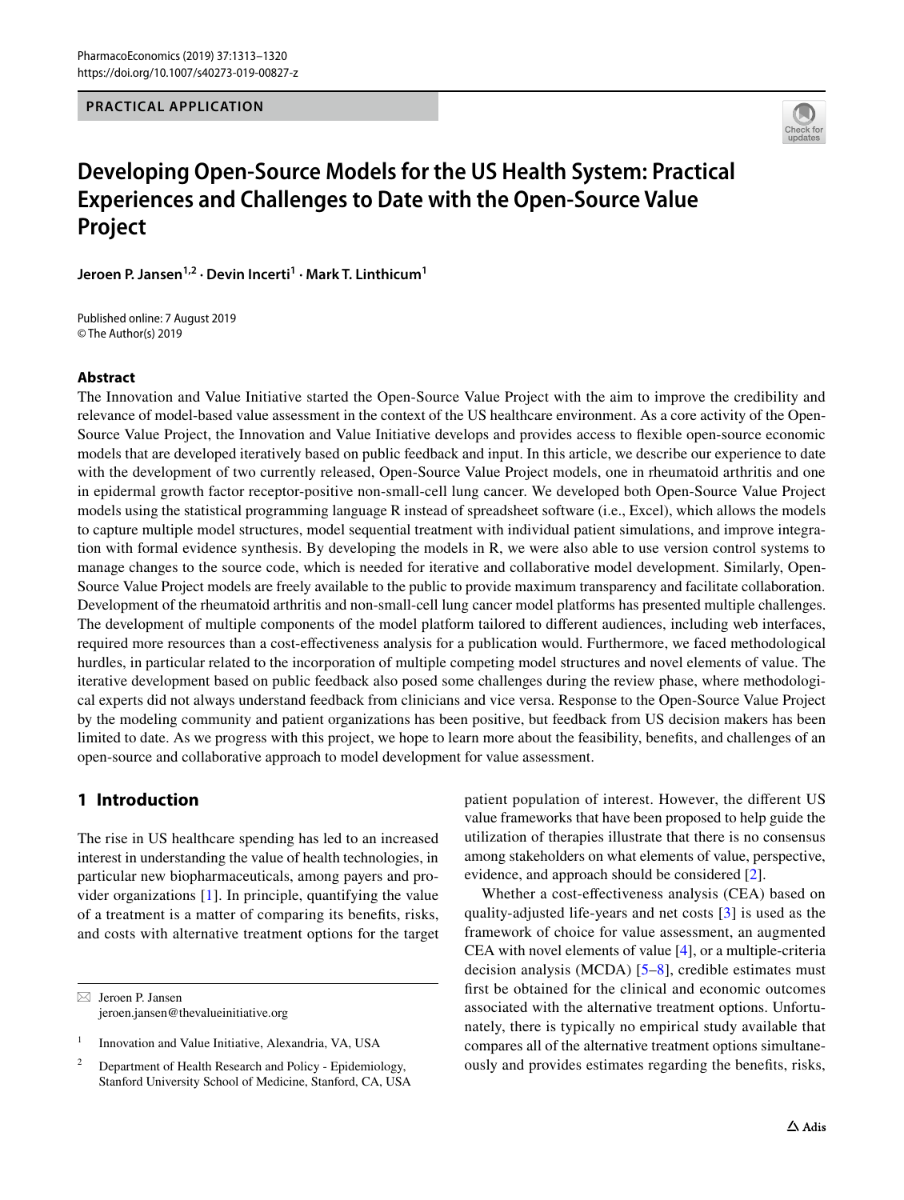PRACTICAL APPLICATION

# Developing Open-Source Models for the US Health System: Practical Experiences and Challenges to Date with the Open-Source Value Project

**Jeroen P. Jansen[1,2] · Devin Incerti[1] · Mark T. Linthicum[1]**

Published online: 7 August 2019
© The Author(s) 2019

## Abstract

The Innovation and Value Initiative started the Open-Source Value Project with the aim to improve the credibility and relevance of model-based value assessment in the context of the US healthcare environment. As a core activity of the Open-Source Value Project, the Innovation and Value Initiative develops and provides access to flexible open-source economic models that are developed iteratively based on public feedback and input. In this article, we describe our experience to date with the development of two currently released, Open-Source Value Project models, one in rheumatoid arthritis and one in epidermal growth factor receptor-positive non-small-cell lung cancer. We developed both Open-Source Value Project models using the statistical programming language R instead of spreadsheet software (i.e., Excel), which allows the models to capture multiple model structures, model sequential treatment with individual patient simulations, and improve integration with formal evidence synthesis. By developing the models in R, we were also able to use version control systems to manage changes to the source code, which is needed for iterative and collaborative model development. Similarly, Open-Source Value Project models are freely available to the public to provide maximum transparency and facilitate collaboration. Development of the rheumatoid arthritis and non-small-cell lung cancer model platforms has presented multiple challenges. The development of multiple components of the model platform tailored to different audiences, including web interfaces, required more resources than a cost-effectiveness analysis for a publication would. Furthermore, we faced methodological hurdles, in particular related to the incorporation of multiple competing model structures and novel elements of value. The iterative development based on public feedback also posed some challenges during the review phase, where methodological experts did not always understand feedback from clinicians and vice versa. Response to the Open-Source Value Project by the modeling community and patient organizations has been positive, but feedback from US decision makers has been limited to date. As we progress with this project, we hope to learn more about the feasibility, benefits, and challenges of an open-source and collaborative approach to model development for value assessment.

## 1 Introduction

The rise in US healthcare spending has led to an increased interest in understanding the value of health technologies, in particular new biopharmaceuticals, among payers and provider organizations [1]. In principle, quantifying the value of a treatment is a matter of comparing its benefits, risks, and costs with alternative treatment options for the target patient population of interest. However, the different US value frameworks that have been proposed to help guide the utilization of therapies illustrate that there is no consensus among stakeholders on what elements of value, perspective, evidence, and approach should be considered [2].

Whether a cost-effectiveness analysis (CEA) based on quality-adjusted life-years and net costs [3] is used as the framework of choice for value assessment, an augmented CEA with novel elements of value [4], or a multiple-criteria decision analysis (MCDA) [5–8], credible estimates must first be obtained for the clinical and economic outcomes associated with the alternative treatment options. Unfortunately, there is typically no empirical study available that compares all of the alternative treatment options simultaneously and provides estimates regarding the benefits, risks,

---

✉ Jeroen P. Jansen
jeroen.jansen@thevalueinitiative.org

[1] Innovation and Value Initiative, Alexandria, VA, USA

[2] Department of Health Research and Policy - Epidemiology, Stanford University School of Medicine, Stanford, CA, USA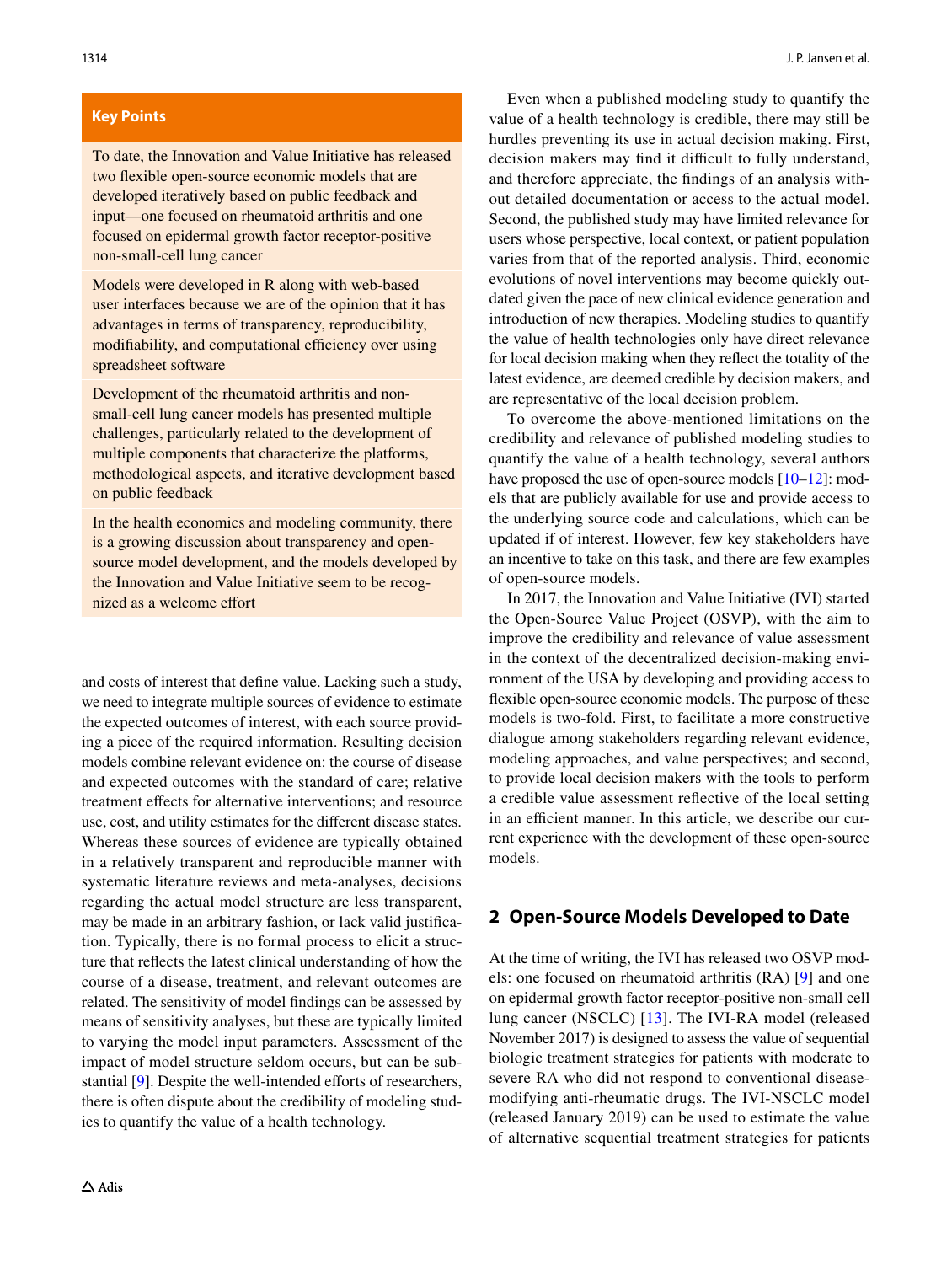**Key Points**

To date, the Innovation and Value Initiative has released two flexible open-source economic models that are developed iteratively based on public feedback and input—one focused on rheumatoid arthritis and one focused on epidermal growth factor receptor-positive non-small-cell lung cancer

Models were developed in R along with web-based user interfaces because we are of the opinion that it has advantages in terms of transparency, reproducibility, modifiability, and computational efficiency over using spreadsheet software

Development of the rheumatoid arthritis and non-small-cell lung cancer models has presented multiple challenges, particularly related to the development of multiple components that characterize the platforms, methodological aspects, and iterative development based on public feedback

In the health economics and modeling community, there is a growing discussion about transparency and open-source model development, and the models developed by the Innovation and Value Initiative seem to be recognized as a welcome effort

and costs of interest that define value. Lacking such a study, we need to integrate multiple sources of evidence to estimate the expected outcomes of interest, with each source providing a piece of the required information. Resulting decision models combine relevant evidence on: the course of disease and expected outcomes with the standard of care; relative treatment effects for alternative interventions; and resource use, cost, and utility estimates for the different disease states. Whereas these sources of evidence are typically obtained in a relatively transparent and reproducible manner with systematic literature reviews and meta-analyses, decisions regarding the actual model structure are less transparent, may be made in an arbitrary fashion, or lack valid justification. Typically, there is no formal process to elicit a structure that reflects the latest clinical understanding of how the course of a disease, treatment, and relevant outcomes are related. The sensitivity of model findings can be assessed by means of sensitivity analyses, but these are typically limited to varying the model input parameters. Assessment of the impact of model structure seldom occurs, but can be substantial [9]. Despite the well-intended efforts of researchers, there is often dispute about the credibility of modeling studies to quantify the value of a health technology.

Even when a published modeling study to quantify the value of a health technology is credible, there may still be hurdles preventing its use in actual decision making. First, decision makers may find it difficult to fully understand, and therefore appreciate, the findings of an analysis without detailed documentation or access to the actual model. Second, the published study may have limited relevance for users whose perspective, local context, or patient population varies from that of the reported analysis. Third, economic evolutions of novel interventions may become quickly outdated given the pace of new clinical evidence generation and introduction of new therapies. Modeling studies to quantify the value of health technologies only have direct relevance for local decision making when they reflect the totality of the latest evidence, are deemed credible by decision makers, and are representative of the local decision problem.

To overcome the above-mentioned limitations on the credibility and relevance of published modeling studies to quantify the value of a health technology, several authors have proposed the use of open-source models [10–12]: models that are publicly available for use and provide access to the underlying source code and calculations, which can be updated if of interest. However, few key stakeholders have an incentive to take on this task, and there are few examples of open-source models.

In 2017, the Innovation and Value Initiative (IVI) started the Open-Source Value Project (OSVP), with the aim to improve the credibility and relevance of value assessment in the context of the decentralized decision-making environment of the USA by developing and providing access to flexible open-source economic models. The purpose of these models is two-fold. First, to facilitate a more constructive dialogue among stakeholders regarding relevant evidence, modeling approaches, and value perspectives; and second, to provide local decision makers with the tools to perform a credible value assessment reflective of the local setting in an efficient manner. In this article, we describe our current experience with the development of these open-source models.

## 2 Open-Source Models Developed to Date

At the time of writing, the IVI has released two OSVP models: one focused on rheumatoid arthritis (RA) [9] and one on epidermal growth factor receptor-positive non-small cell lung cancer (NSCLC) [13]. The IVI-RA model (released November 2017) is designed to assess the value of sequential biologic treatment strategies for patients with moderate to severe RA who did not respond to conventional disease-modifying anti-rheumatic drugs. The IVI-NSCLC model (released January 2019) can be used to estimate the value of alternative sequential treatment strategies for patients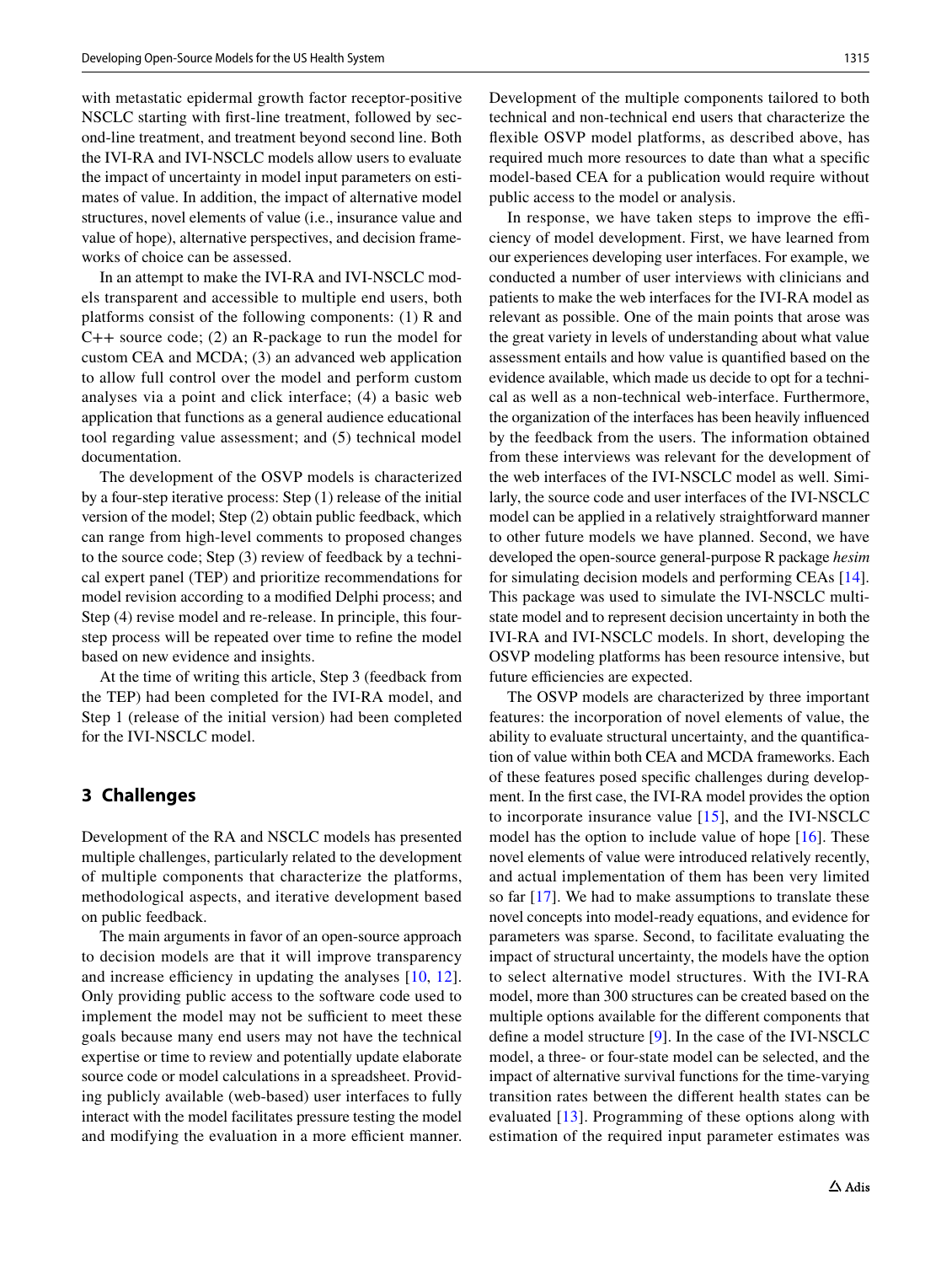with metastatic epidermal growth factor receptor-positive NSCLC starting with first-line treatment, followed by second-line treatment, and treatment beyond second line. Both the IVI-RA and IVI-NSCLC models allow users to evaluate the impact of uncertainty in model input parameters on estimates of value. In addition, the impact of alternative model structures, novel elements of value (i.e., insurance value and value of hope), alternative perspectives, and decision frameworks of choice can be assessed.

In an attempt to make the IVI-RA and IVI-NSCLC models transparent and accessible to multiple end users, both platforms consist of the following components: (1) R and C++ source code; (2) an R-package to run the model for custom CEA and MCDA; (3) an advanced web application to allow full control over the model and perform custom analyses via a point and click interface; (4) a basic web application that functions as a general audience educational tool regarding value assessment; and (5) technical model documentation.

The development of the OSVP models is characterized by a four-step iterative process: Step (1) release of the initial version of the model; Step (2) obtain public feedback, which can range from high-level comments to proposed changes to the source code; Step (3) review of feedback by a technical expert panel (TEP) and prioritize recommendations for model revision according to a modified Delphi process; and Step (4) revise model and re-release. In principle, this four-step process will be repeated over time to refine the model based on new evidence and insights.

At the time of writing this article, Step 3 (feedback from the TEP) had been completed for the IVI-RA model, and Step 1 (release of the initial version) had been completed for the IVI-NSCLC model.

## 3 Challenges

Development of the RA and NSCLC models has presented multiple challenges, particularly related to the development of multiple components that characterize the platforms, methodological aspects, and iterative development based on public feedback.

The main arguments in favor of an open-source approach to decision models are that it will improve transparency and increase efficiency in updating the analyses [10, 12]. Only providing public access to the software code used to implement the model may not be sufficient to meet these goals because many end users may not have the technical expertise or time to review and potentially update elaborate source code or model calculations in a spreadsheet. Providing publicly available (web-based) user interfaces to fully interact with the model facilitates pressure testing the model and modifying the evaluation in a more efficient manner. Development of the multiple components tailored to both technical and non-technical end users that characterize the flexible OSVP model platforms, as described above, has required much more resources to date than what a specific model-based CEA for a publication would require without public access to the model or analysis.

In response, we have taken steps to improve the efficiency of model development. First, we have learned from our experiences developing user interfaces. For example, we conducted a number of user interviews with clinicians and patients to make the web interfaces for the IVI-RA model as relevant as possible. One of the main points that arose was the great variety in levels of understanding about what value assessment entails and how value is quantified based on the evidence available, which made us decide to opt for a technical as well as a non-technical web-interface. Furthermore, the organization of the interfaces has been heavily influenced by the feedback from the users. The information obtained from these interviews was relevant for the development of the web interfaces of the IVI-NSCLC model as well. Similarly, the source code and user interfaces of the IVI-NSCLC model can be applied in a relatively straightforward manner to other future models we have planned. Second, we have developed the open-source general-purpose R package *hesim* for simulating decision models and performing CEAs [14]. This package was used to simulate the IVI-NSCLC multi-state model and to represent decision uncertainty in both the IVI-RA and IVI-NSCLC models. In short, developing the OSVP modeling platforms has been resource intensive, but future efficiencies are expected.

The OSVP models are characterized by three important features: the incorporation of novel elements of value, the ability to evaluate structural uncertainty, and the quantification of value within both CEA and MCDA frameworks. Each of these features posed specific challenges during development. In the first case, the IVI-RA model provides the option to incorporate insurance value [15], and the IVI-NSCLC model has the option to include value of hope [16]. These novel elements of value were introduced relatively recently, and actual implementation of them has been very limited so far [17]. We had to make assumptions to translate these novel concepts into model-ready equations, and evidence for parameters was sparse. Second, to facilitate evaluating the impact of structural uncertainty, the models have the option to select alternative model structures. With the IVI-RA model, more than 300 structures can be created based on the multiple options available for the different components that define a model structure [9]. In the case of the IVI-NSCLC model, a three- or four-state model can be selected, and the impact of alternative survival functions for the time-varying transition rates between the different health states can be evaluated [13]. Programming of these options along with estimation of the required input parameter estimates was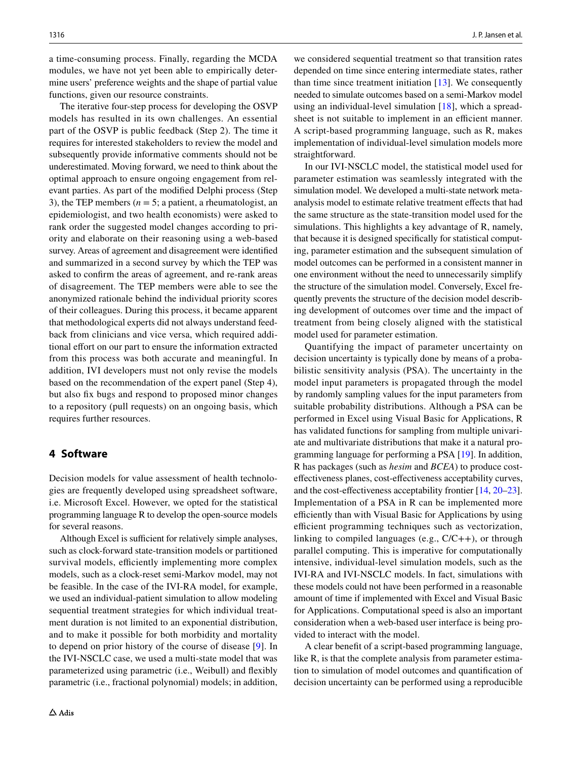a time-consuming process. Finally, regarding the MCDA modules, we have not yet been able to empirically determine users' preference weights and the shape of partial value functions, given our resource constraints.

The iterative four-step process for developing the OSVP models has resulted in its own challenges. An essential part of the OSVP is public feedback (Step 2). The time it requires for interested stakeholders to review the model and subsequently provide informative comments should not be underestimated. Moving forward, we need to think about the optimal approach to ensure ongoing engagement from relevant parties. As part of the modified Delphi process (Step 3), the TEP members ($n = 5$; a patient, a rheumatologist, an epidemiologist, and two health economists) were asked to rank order the suggested model changes according to priority and elaborate on their reasoning using a web-based survey. Areas of agreement and disagreement were identified and summarized in a second survey by which the TEP was asked to confirm the areas of agreement, and re-rank areas of disagreement. The TEP members were able to see the anonymized rationale behind the individual priority scores of their colleagues. During this process, it became apparent that methodological experts did not always understand feedback from clinicians and vice versa, which required additional effort on our part to ensure the information extracted from this process was both accurate and meaningful. In addition, IVI developers must not only revise the models based on the recommendation of the expert panel (Step 4), but also fix bugs and respond to proposed minor changes to a repository (pull requests) on an ongoing basis, which requires further resources.

## 4 Software

Decision models for value assessment of health technologies are frequently developed using spreadsheet software, i.e. Microsoft Excel. However, we opted for the statistical programming language R to develop the open-source models for several reasons.

Although Excel is sufficient for relatively simple analyses, such as clock-forward state-transition models or partitioned survival models, efficiently implementing more complex models, such as a clock-reset semi-Markov model, may not be feasible. In the case of the IVI-RA model, for example, we used an individual-patient simulation to allow modeling sequential treatment strategies for which individual treatment duration is not limited to an exponential distribution, and to make it possible for both morbidity and mortality to depend on prior history of the course of disease [9]. In the IVI-NSCLC case, we used a multi-state model that was parameterized using parametric (i.e., Weibull) and flexibly parametric (i.e., fractional polynomial) models; in addition, we considered sequential treatment so that transition rates depended on time since entering intermediate states, rather than time since treatment initiation [13]. We consequently needed to simulate outcomes based on a semi-Markov model using an individual-level simulation [18], which a spreadsheet is not suitable to implement in an efficient manner. A script-based programming language, such as R, makes implementation of individual-level simulation models more straightforward.

In our IVI-NSCLC model, the statistical model used for parameter estimation was seamlessly integrated with the simulation model. We developed a multi-state network meta-analysis model to estimate relative treatment effects that had the same structure as the state-transition model used for the simulations. This highlights a key advantage of R, namely, that because it is designed specifically for statistical computing, parameter estimation and the subsequent simulation of model outcomes can be performed in a consistent manner in one environment without the need to unnecessarily simplify the structure of the simulation model. Conversely, Excel frequently prevents the structure of the decision model describing development of outcomes over time and the impact of treatment from being closely aligned with the statistical model used for parameter estimation.

Quantifying the impact of parameter uncertainty on decision uncertainty is typically done by means of a probabilistic sensitivity analysis (PSA). The uncertainty in the model input parameters is propagated through the model by randomly sampling values for the input parameters from suitable probability distributions. Although a PSA can be performed in Excel using Visual Basic for Applications, R has validated functions for sampling from multiple univariate and multivariate distributions that make it a natural programming language for performing a PSA [19]. In addition, R has packages (such as *hesim* and *BCEA*) to produce cost-effectiveness planes, cost-effectiveness acceptability curves, and the cost-effectiveness acceptability frontier [14, 20–23]. Implementation of a PSA in R can be implemented more efficiently than with Visual Basic for Applications by using efficient programming techniques such as vectorization, linking to compiled languages (e.g., C/C++), or through parallel computing. This is imperative for computationally intensive, individual-level simulation models, such as the IVI-RA and IVI-NSCLC models. In fact, simulations with these models could not have been performed in a reasonable amount of time if implemented with Excel and Visual Basic for Applications. Computational speed is also an important consideration when a web-based user interface is being provided to interact with the model.

A clear benefit of a script-based programming language, like R, is that the complete analysis from parameter estimation to simulation of model outcomes and quantification of decision uncertainty can be performed using a reproducible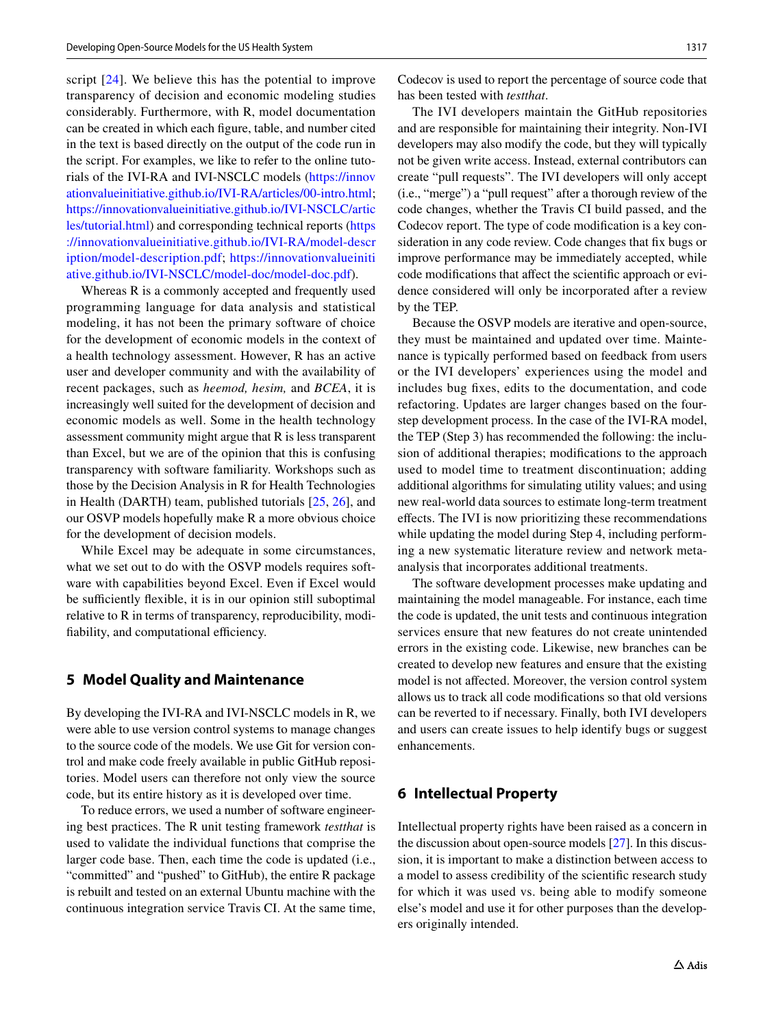script [24]. We believe this has the potential to improve transparency of decision and economic modeling studies considerably. Furthermore, with R, model documentation can be created in which each figure, table, and number cited in the text is based directly on the output of the code run in the script. For examples, we like to refer to the online tutorials of the IVI-RA and IVI-NSCLC models (https://innovationvalueinitiative.github.io/IVI-RA/articles/00-intro.html; https://innovationvalueinitiative.github.io/IVI-NSCLC/articles/tutorial.html) and corresponding technical reports (https://innovationvalueinitiative.github.io/IVI-RA/model-description/model-description.pdf; https://innovationvalueinitiative.github.io/IVI-NSCLC/model-doc/model-doc.pdf).

Whereas R is a commonly accepted and frequently used programming language for data analysis and statistical modeling, it has not been the primary software of choice for the development of economic models in the context of a health technology assessment. However, R has an active user and developer community and with the availability of recent packages, such as *heemod, hesim,* and *BCEA*, it is increasingly well suited for the development of decision and economic models as well. Some in the health technology assessment community might argue that R is less transparent than Excel, but we are of the opinion that this is confusing transparency with software familiarity. Workshops such as those by the Decision Analysis in R for Health Technologies in Health (DARTH) team, published tutorials [25, 26], and our OSVP models hopefully make R a more obvious choice for the development of decision models.

While Excel may be adequate in some circumstances, what we set out to do with the OSVP models requires software with capabilities beyond Excel. Even if Excel would be sufficiently flexible, it is in our opinion still suboptimal relative to R in terms of transparency, reproducibility, modifiability, and computational efficiency.

## 5 Model Quality and Maintenance

By developing the IVI-RA and IVI-NSCLC models in R, we were able to use version control systems to manage changes to the source code of the models. We use Git for version control and make code freely available in public GitHub repositories. Model users can therefore not only view the source code, but its entire history as it is developed over time.

To reduce errors, we used a number of software engineering best practices. The R unit testing framework *testthat* is used to validate the individual functions that comprise the larger code base. Then, each time the code is updated (i.e., "committed" and "pushed" to GitHub), the entire R package is rebuilt and tested on an external Ubuntu machine with the continuous integration service Travis CI. At the same time, Codecov is used to report the percentage of source code that has been tested with *testthat*.

The IVI developers maintain the GitHub repositories and are responsible for maintaining their integrity. Non-IVI developers may also modify the code, but they will typically not be given write access. Instead, external contributors can create "pull requests". The IVI developers will only accept (i.e., "merge") a "pull request" after a thorough review of the code changes, whether the Travis CI build passed, and the Codecov report. The type of code modification is a key consideration in any code review. Code changes that fix bugs or improve performance may be immediately accepted, while code modifications that affect the scientific approach or evidence considered will only be incorporated after a review by the TEP.

Because the OSVP models are iterative and open-source, they must be maintained and updated over time. Maintenance is typically performed based on feedback from users or the IVI developers' experiences using the model and includes bug fixes, edits to the documentation, and code refactoring. Updates are larger changes based on the four-step development process. In the case of the IVI-RA model, the TEP (Step 3) has recommended the following: the inclusion of additional therapies; modifications to the approach used to model time to treatment discontinuation; adding additional algorithms for simulating utility values; and using new real-world data sources to estimate long-term treatment effects. The IVI is now prioritizing these recommendations while updating the model during Step 4, including performing a new systematic literature review and network meta-analysis that incorporates additional treatments.

The software development processes make updating and maintaining the model manageable. For instance, each time the code is updated, the unit tests and continuous integration services ensure that new features do not create unintended errors in the existing code. Likewise, new branches can be created to develop new features and ensure that the existing model is not affected. Moreover, the version control system allows us to track all code modifications so that old versions can be reverted to if necessary. Finally, both IVI developers and users can create issues to help identify bugs or suggest enhancements.

## 6 Intellectual Property

Intellectual property rights have been raised as a concern in the discussion about open-source models [27]. In this discussion, it is important to make a distinction between access to a model to assess credibility of the scientific research study for which it was used vs. being able to modify someone else's model and use it for other purposes than the developers originally intended.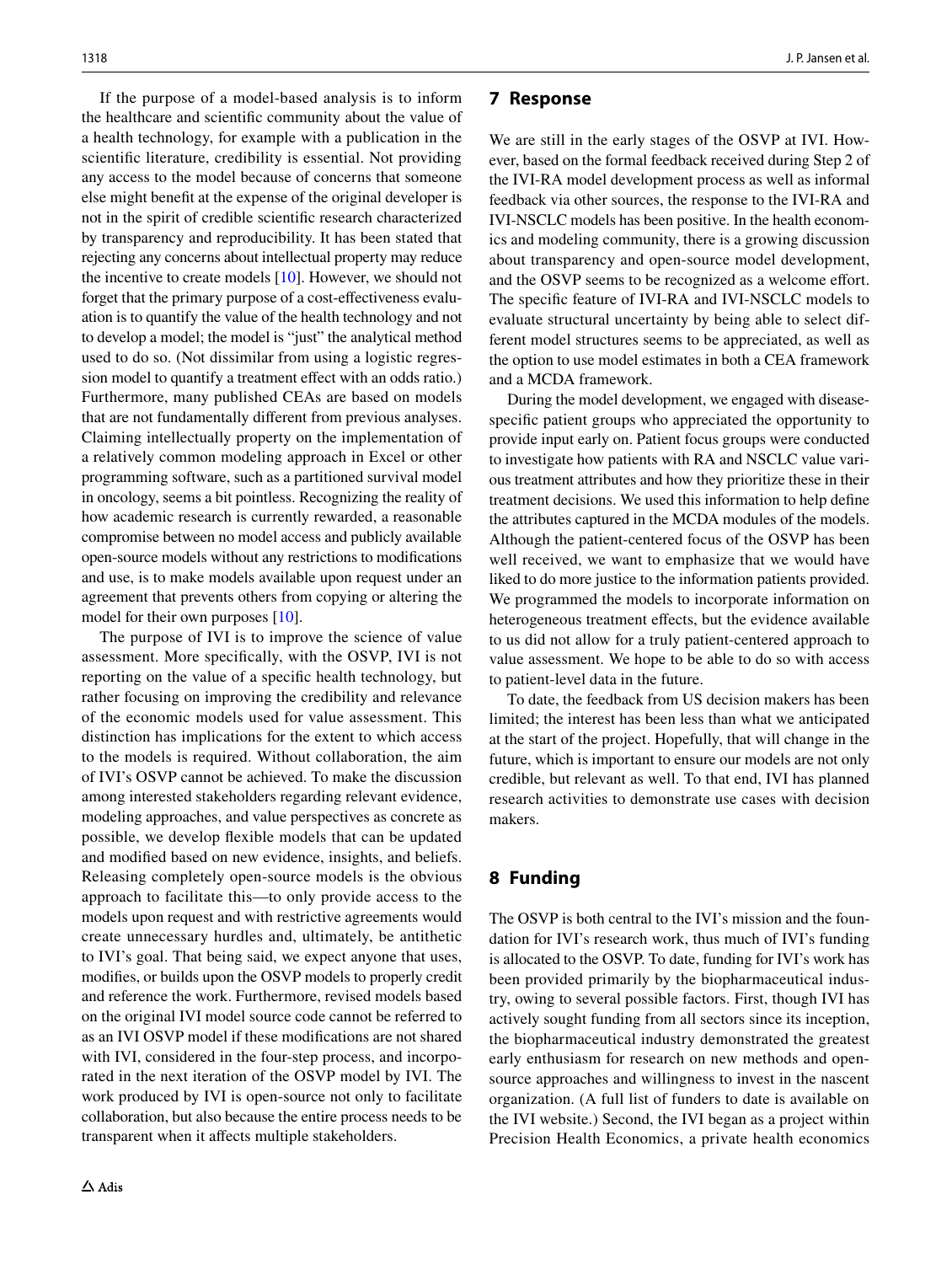If the purpose of a model-based analysis is to inform the healthcare and scientific community about the value of a health technology, for example with a publication in the scientific literature, credibility is essential. Not providing any access to the model because of concerns that someone else might benefit at the expense of the original developer is not in the spirit of credible scientific research characterized by transparency and reproducibility. It has been stated that rejecting any concerns about intellectual property may reduce the incentive to create models [10]. However, we should not forget that the primary purpose of a cost-effectiveness evaluation is to quantify the value of the health technology and not to develop a model; the model is "just" the analytical method used to do so. (Not dissimilar from using a logistic regression model to quantify a treatment effect with an odds ratio.) Furthermore, many published CEAs are based on models that are not fundamentally different from previous analyses. Claiming intellectually property on the implementation of a relatively common modeling approach in Excel or other programming software, such as a partitioned survival model in oncology, seems a bit pointless. Recognizing the reality of how academic research is currently rewarded, a reasonable compromise between no model access and publicly available open-source models without any restrictions to modifications and use, is to make models available upon request under an agreement that prevents others from copying or altering the model for their own purposes [10].

The purpose of IVI is to improve the science of value assessment. More specifically, with the OSVP, IVI is not reporting on the value of a specific health technology, but rather focusing on improving the credibility and relevance of the economic models used for value assessment. This distinction has implications for the extent to which access to the models is required. Without collaboration, the aim of IVI's OSVP cannot be achieved. To make the discussion among interested stakeholders regarding relevant evidence, modeling approaches, and value perspectives as concrete as possible, we develop flexible models that can be updated and modified based on new evidence, insights, and beliefs. Releasing completely open-source models is the obvious approach to facilitate this—to only provide access to the models upon request and with restrictive agreements would create unnecessary hurdles and, ultimately, be antithetic to IVI's goal. That being said, we expect anyone that uses, modifies, or builds upon the OSVP models to properly credit and reference the work. Furthermore, revised models based on the original IVI model source code cannot be referred to as an IVI OSVP model if these modifications are not shared with IVI, considered in the four-step process, and incorporated in the next iteration of the OSVP model by IVI. The work produced by IVI is open-source not only to facilitate collaboration, but also because the entire process needs to be transparent when it affects multiple stakeholders.

## 7 Response

We are still in the early stages of the OSVP at IVI. However, based on the formal feedback received during Step 2 of the IVI-RA model development process as well as informal feedback via other sources, the response to the IVI-RA and IVI-NSCLC models has been positive. In the health economics and modeling community, there is a growing discussion about transparency and open-source model development, and the OSVP seems to be recognized as a welcome effort. The specific feature of IVI-RA and IVI-NSCLC models to evaluate structural uncertainty by being able to select different model structures seems to be appreciated, as well as the option to use model estimates in both a CEA framework and a MCDA framework.

During the model development, we engaged with disease-specific patient groups who appreciated the opportunity to provide input early on. Patient focus groups were conducted to investigate how patients with RA and NSCLC value various treatment attributes and how they prioritize these in their treatment decisions. We used this information to help define the attributes captured in the MCDA modules of the models. Although the patient-centered focus of the OSVP has been well received, we want to emphasize that we would have liked to do more justice to the information patients provided. We programmed the models to incorporate information on heterogeneous treatment effects, but the evidence available to us did not allow for a truly patient-centered approach to value assessment. We hope to be able to do so with access to patient-level data in the future.

To date, the feedback from US decision makers has been limited; the interest has been less than what we anticipated at the start of the project. Hopefully, that will change in the future, which is important to ensure our models are not only credible, but relevant as well. To that end, IVI has planned research activities to demonstrate use cases with decision makers.

## 8 Funding

The OSVP is both central to the IVI's mission and the foundation for IVI's research work, thus much of IVI's funding is allocated to the OSVP. To date, funding for IVI's work has been provided primarily by the biopharmaceutical industry, owing to several possible factors. First, though IVI has actively sought funding from all sectors since its inception, the biopharmaceutical industry demonstrated the greatest early enthusiasm for research on new methods and open-source approaches and willingness to invest in the nascent organization. (A full list of funders to date is available on the IVI website.) Second, the IVI began as a project within Precision Health Economics, a private health economics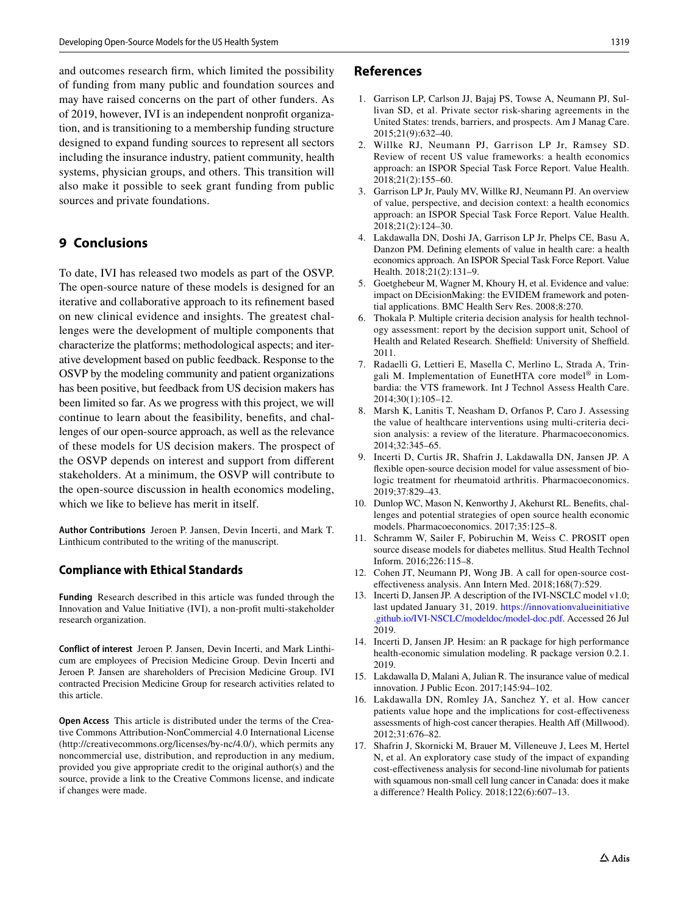and outcomes research firm, which limited the possibility of funding from many public and foundation sources and may have raised concerns on the part of other funders. As of 2019, however, IVI is an independent nonprofit organization, and is transitioning to a membership funding structure designed to expand funding sources to represent all sectors including the insurance industry, patient community, health systems, physician groups, and others. This transition will also make it possible to seek grant funding from public sources and private foundations.

## 9 Conclusions

To date, IVI has released two models as part of the OSVP. The open-source nature of these models is designed for an iterative and collaborative approach to its refinement based on new clinical evidence and insights. The greatest challenges were the development of multiple components that characterize the platforms; methodological aspects; and iterative development based on public feedback. Response to the OSVP by the modeling community and patient organizations has been positive, but feedback from US decision makers has been limited so far. As we progress with this project, we will continue to learn about the feasibility, benefits, and challenges of our open-source approach, as well as the relevance of these models for US decision makers. The prospect of the OSVP depends on interest and support from different stakeholders. At a minimum, the OSVP will contribute to the open-source discussion in health economics modeling, which we like to believe has merit in itself.

**Author Contributions** Jeroen P. Jansen, Devin Incerti, and Mark T. Linthicum contributed to the writing of the manuscript.

### Compliance with Ethical Standards

**Funding** Research described in this article was funded through the Innovation and Value Initiative (IVI), a non-profit multi-stakeholder research organization.

**Conflict of interest** Jeroen P. Jansen, Devin Incerti, and Mark Linthicum are employees of Precision Medicine Group. Devin Incerti and Jeroen P. Jansen are shareholders of Precision Medicine Group. IVI contracted Precision Medicine Group for research activities related to this article.

**Open Access** This article is distributed under the terms of the Creative Commons Attribution-NonCommercial 4.0 International License (http://creativecommons.org/licenses/by-nc/4.0/), which permits any noncommercial use, distribution, and reproduction in any medium, provided you give appropriate credit to the original author(s) and the source, provide a link to the Creative Commons license, and indicate if changes were made.

## References

1. Garrison LP, Carlson JJ, Bajaj PS, Towse A, Neumann PJ, Sullivan SD, et al. Private sector risk-sharing agreements in the United States: trends, barriers, and prospects. Am J Manag Care. 2015;21(9):632–40.
2. Willke RJ, Neumann PJ, Garrison LP Jr, Ramsey SD. Review of recent US value frameworks: a health economics approach: an ISPOR Special Task Force Report. Value Health. 2018;21(2):155–60.
3. Garrison LP Jr, Pauly MV, Willke RJ, Neumann PJ. An overview of value, perspective, and decision context: a health economics approach: an ISPOR Special Task Force Report. Value Health. 2018;21(2):124–30.
4. Lakdawalla DN, Doshi JA, Garrison LP Jr, Phelps CE, Basu A, Danzon PM. Defining elements of value in health care: a health economics approach. An ISPOR Special Task Force Report. Value Health. 2018;21(2):131–9.
5. Goetghebeur M, Wagner M, Khoury H, et al. Evidence and value: impact on DEcisionMaking: the EVIDEM framework and potential applications. BMC Health Serv Res. 2008;8:270.
6. Thokala P. Multiple criteria decision analysis for health technology assessment: report by the decision support unit, School of Health and Related Research. Sheffield: University of Sheffield. 2011.
7. Radaelli G, Lettieri E, Masella C, Merlino L, Strada A, Tringali M. Implementation of EunetHTA core model® in Lombardia: the VTS framework. Int J Technol Assess Health Care. 2014;30(1):105–12.
8. Marsh K, Lanitis T, Neasham D, Orfanos P, Caro J. Assessing the value of healthcare interventions using multi-criteria decision analysis: a review of the literature. Pharmacoeconomics. 2014;32:345–65.
9. Incerti D, Curtis JR, Shafrin J, Lakdawalla DN, Jansen JP. A flexible open-source decision model for value assessment of biologic treatment for rheumatoid arthritis. Pharmacoeconomics. 2019;37:829–43.
10. Dunlop WC, Mason N, Kenworthy J, Akehurst RL. Benefits, challenges and potential strategies of open source health economic models. Pharmacoeconomics. 2017;35:125–8.
11. Schramm W, Sailer F, Pobiruchin M, Weiss C. PROSIT open source disease models for diabetes mellitus. Stud Health Technol Inform. 2016;226:115–8.
12. Cohen JT, Neumann PJ, Wong JB. A call for open-source cost-effectiveness analysis. Ann Intern Med. 2018;168(7):529.
13. Incerti D, Jansen JP. A description of the IVI-NSCLC model v1.0; last updated January 31, 2019. https://innovationvalueinitiative.github.io/IVI-NSCLC/modeldoc/model-doc.pdf. Accessed 26 Jul 2019.
14. Incerti D, Jansen JP. Hesim: an R package for high performance health-economic simulation modeling. R package version 0.2.1. 2019.
15. Lakdawalla D, Malani A, Julian R. The insurance value of medical innovation. J Public Econ. 2017;145:94–102.
16. Lakdawalla DN, Romley JA, Sanchez Y, et al. How cancer patients value hope and the implications for cost-effectiveness assessments of high-cost cancer therapies. Health Aff (Millwood). 2012;31:676–82.
17. Shafrin J, Skornicki M, Brauer M, Villeneuve J, Lees M, Hertel N, et al. An exploratory case study of the impact of expanding cost-effectiveness analysis for second-line nivolumab for patients with squamous non-small cell lung cancer in Canada: does it make a difference? Health Policy. 2018;122(6):607–13.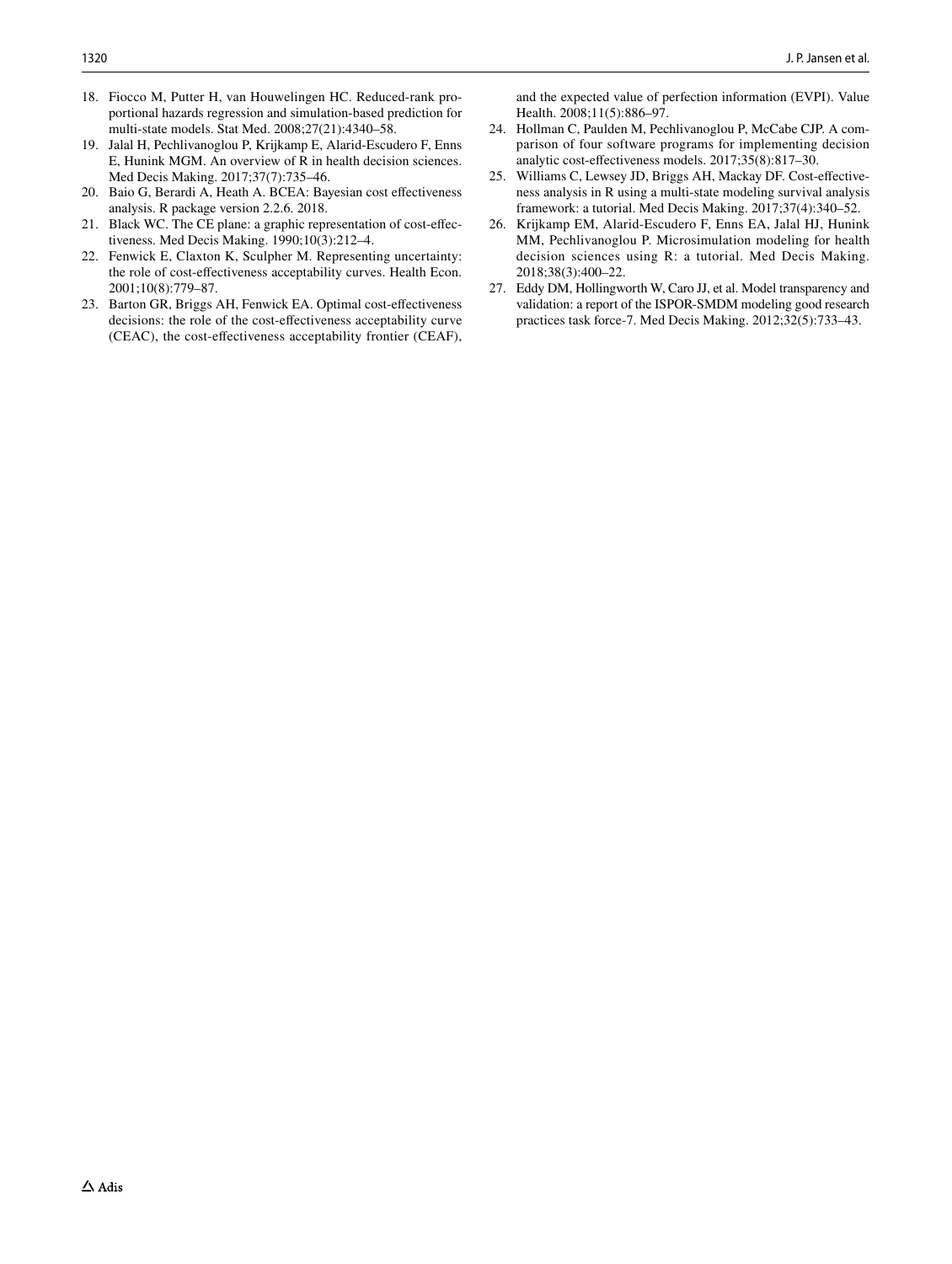18. Fiocco M, Putter H, van Houwelingen HC. Reduced-rank proportional hazards regression and simulation-based prediction for multi-state models. Stat Med. 2008;27(21):4340–58.
19. Jalal H, Pechlivanoglou P, Krijkamp E, Alarid-Escudero F, Enns E, Hunink MGM. An overview of R in health decision sciences. Med Decis Making. 2017;37(7):735–46.
20. Baio G, Berardi A, Heath A. BCEA: Bayesian cost effectiveness analysis. R package version 2.2.6. 2018.
21. Black WC. The CE plane: a graphic representation of cost-effectiveness. Med Decis Making. 1990;10(3):212–4.
22. Fenwick E, Claxton K, Sculpher M. Representing uncertainty: the role of cost-effectiveness acceptability curves. Health Econ. 2001;10(8):779–87.
23. Barton GR, Briggs AH, Fenwick EA. Optimal cost-effectiveness decisions: the role of the cost-effectiveness acceptability curve (CEAC), the cost-effectiveness acceptability frontier (CEAF), and the expected value of perfection information (EVPI). Value Health. 2008;11(5):886–97.
24. Hollman C, Paulden M, Pechlivanoglou P, McCabe CJP. A comparison of four software programs for implementing decision analytic cost-effectiveness models. 2017;35(8):817–30.
25. Williams C, Lewsey JD, Briggs AH, Mackay DF. Cost-effectiveness analysis in R using a multi-state modeling survival analysis framework: a tutorial. Med Decis Making. 2017;37(4):340–52.
26. Krijkamp EM, Alarid-Escudero F, Enns EA, Jalal HJ, Hunink MM, Pechlivanoglou P. Microsimulation modeling for health decision sciences using R: a tutorial. Med Decis Making. 2018;38(3):400–22.
27. Eddy DM, Hollingworth W, Caro JJ, et al. Model transparency and validation: a report of the ISPOR-SMDM modeling good research practices task force-7. Med Decis Making. 2012;32(5):733–43.